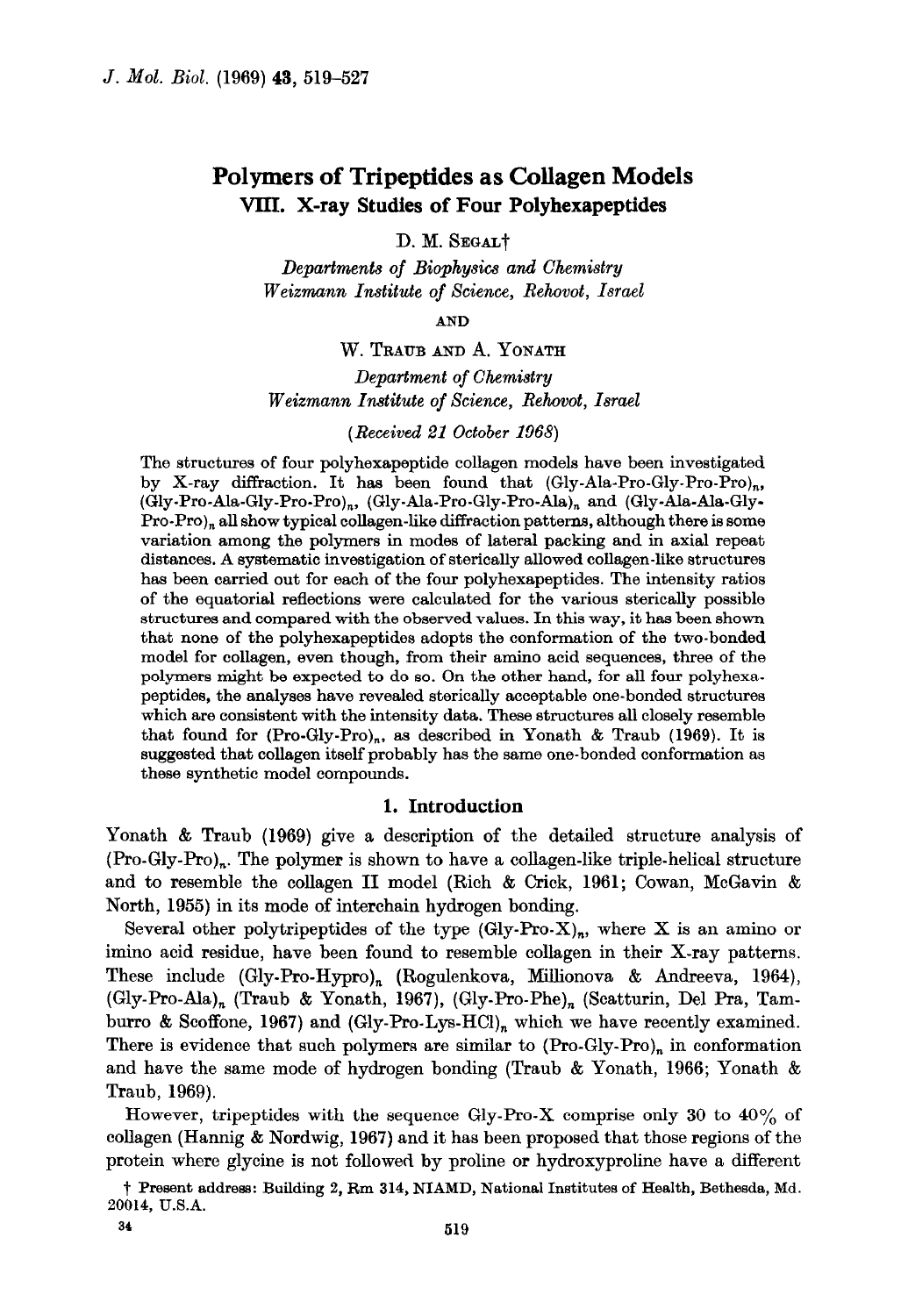# Polymers of Tripeptides as Collagen Models

## VIII. X-ray Studies of Four Polyhexapeptides

D. M. SEGAL†

*Departments of Biophysics and Chemistry*
*Weizmann Institute of Science, Rehovot, Israel*

AND

W. TRAUB AND A. YONATH

*Department of Chemistry*
*Weizmann Institute of Science, Rehovot, Israel*

*(Received 21 October 1968)*

The structures of four polyhexapeptide collagen models have been investigated by X-ray diffraction. It has been found that $(\text{Gly-Ala-Pro-Gly-Pro-Pro})_n$, $(\text{Gly-Pro-Ala-Gly-Pro-Pro})_n$, $(\text{Gly-Ala-Pro-Gly-Pro-Ala})_n$ and $(\text{Gly-Ala-Ala-Gly-Pro-Pro})_n$ all show typical collagen-like diffraction patterns, although there is some variation among the polymers in modes of lateral packing and in axial repeat distances. A systematic investigation of sterically allowed collagen-like structures has been carried out for each of the four polyhexapeptides. The intensity ratios of the equatorial reflections were calculated for the various sterically possible structures and compared with the observed values. In this way, it has been shown that none of the polyhexapeptides adopts the conformation of the two-bonded model for collagen, even though, from their amino acid sequences, three of the polymers might be expected to do so. On the other hand, for all four polyhexapeptides, the analyses have revealed sterically acceptable one-bonded structures which are consistent with the intensity data. These structures all closely resemble that found for $(\text{Pro-Gly-Pro})_n$, as described in Yonath & Traub (1969). It is suggested that collagen itself probably has the same one-bonded conformation as these synthetic model compounds.

## 1. Introduction

Yonath & Traub (1969) give a description of the detailed structure analysis of $(\text{Pro-Gly-Pro})_n$. The polymer is shown to have a collagen-like triple-helical structure and to resemble the collagen II model (Rich & Crick, 1961; Cowan, McGavin & North, 1955) in its mode of interchain hydrogen bonding.

Several other polytripeptides of the type $(\text{Gly-Pro-X})_n$, where X is an amino or imino acid residue, have been found to resemble collagen in their X-ray patterns. These include $(\text{Gly-Pro-Hypro})_n$ (Rogulenkova, Millionova & Andreeva, 1964), $(\text{Gly-Pro-Ala})_n$ (Traub & Yonath, 1967), $(\text{Gly-Pro-Phe})_n$ (Scatturin, Del Pra, Tamburro & Scoffone, 1967) and $(\text{Gly-Pro-Lys-HCl})_n$ which we have recently examined. There is evidence that such polymers are similar to $(\text{Pro-Gly-Pro})_n$ in conformation and have the same mode of hydrogen bonding (Traub & Yonath, 1966; Yonath & Traub, 1969).

However, tripeptides with the sequence Gly-Pro-X comprise only 30 to 40% of collagen (Hannig & Nordwig, 1967) and it has been proposed that those regions of the protein where glycine is not followed by proline or hydroxyproline have a different

† Present address: Building 2, Rm 314, NIAMD, National Institutes of Health, Bethesda, Md. 20014, U.S.A.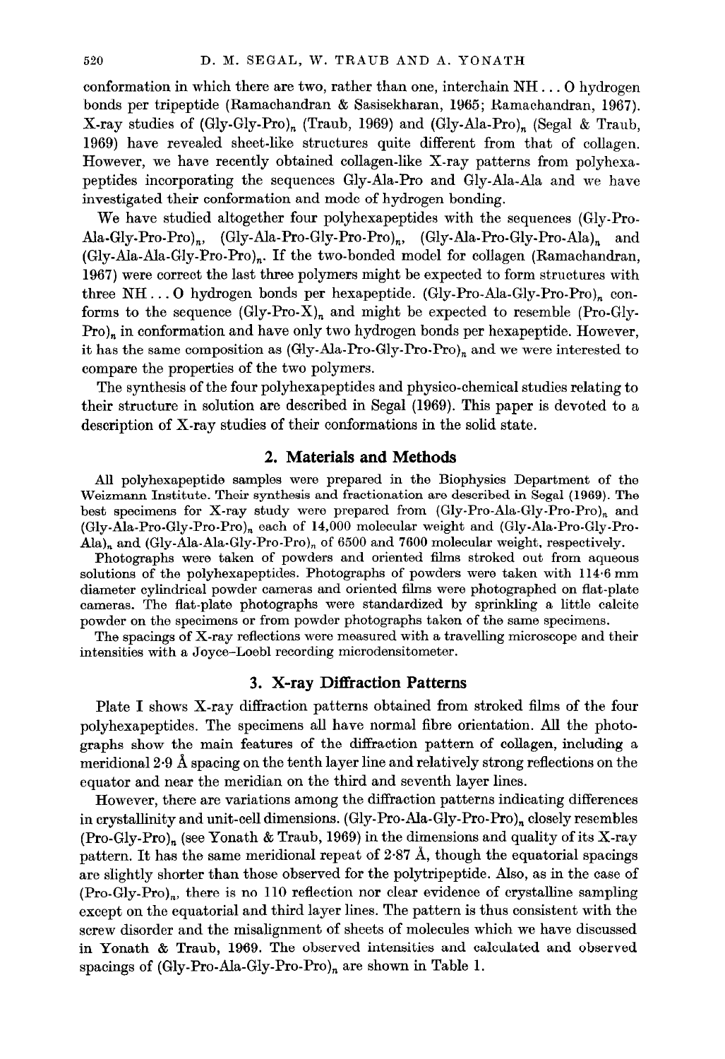conformation in which there are two, rather than one, interchain NH ... O hydrogen bonds per tripeptide (Ramachandran & Sasisekharan, 1965; Ramachandran, 1967). X-ray studies of (Gly-Gly-Pro)$_n$ (Traub, 1969) and (Gly-Ala-Pro)$_n$ (Segal & Traub, 1969) have revealed sheet-like structures quite different from that of collagen. However, we have recently obtained collagen-like X-ray patterns from polyhexapeptides incorporating the sequences Gly-Ala-Pro and Gly-Ala-Ala and we have investigated their conformation and mode of hydrogen bonding.

We have studied altogether four polyhexapeptides with the sequences (Gly-Pro-Ala-Gly-Pro-Pro)$_n$, (Gly-Ala-Pro-Gly-Pro-Pro)$_n$, (Gly-Ala-Pro-Gly-Pro-Ala)$_n$ and (Gly-Ala-Ala-Gly-Pro-Pro)$_n$. If the two-bonded model for collagen (Ramachandran, 1967) were correct the last three polymers might be expected to form structures with three NH ... O hydrogen bonds per hexapeptide. (Gly-Pro-Ala-Gly-Pro-Pro)$_n$ conforms to the sequence (Gly-Pro-X)$_n$ and might be expected to resemble (Pro-Gly-Pro)$_n$ in conformation and have only two hydrogen bonds per hexapeptide. However, it has the same composition as (Gly-Ala-Pro-Gly-Pro-Pro)$_n$ and we were interested to compare the properties of the two polymers.

The synthesis of the four polyhexapeptides and physico-chemical studies relating to their structure in solution are described in Segal (1969). This paper is devoted to a description of X-ray studies of their conformations in the solid state.

## 2. Materials and Methods

All polyhexapeptide samples were prepared in the Biophysics Department of the Weizmann Institute. Their synthesis and fractionation are described in Segal (1969). The best specimens for X-ray study were prepared from (Gly-Pro-Ala-Gly-Pro-Pro)$_n$ and (Gly-Ala-Pro-Gly-Pro-Pro)$_n$ each of 14,000 molecular weight and (Gly-Ala-Pro-Gly-Pro-Ala)$_n$ and (Gly-Ala-Ala-Gly-Pro-Pro)$_n$ of 6500 and 7600 molecular weight, respectively.

Photographs were taken of powders and oriented films stroked out from aqueous solutions of the polyhexapeptides. Photographs of powders were taken with 114·6 mm diameter cylindrical powder cameras and oriented films were photographed on flat-plate cameras. The flat-plate photographs were standardized by sprinkling a little calcite powder on the specimens or from powder photographs taken of the same specimens.

The spacings of X-ray reflections were measured with a travelling microscope and their intensities with a Joyce–Loebl recording microdensitometer.

## 3. X-ray Diffraction Patterns

Plate I shows X-ray diffraction patterns obtained from stroked films of the four polyhexapeptides. The specimens all have normal fibre orientation. All the photographs show the main features of the diffraction pattern of collagen, including a meridional 2·9 Å spacing on the tenth layer line and relatively strong reflections on the equator and near the meridian on the third and seventh layer lines.

However, there are variations among the diffraction patterns indicating differences in crystallinity and unit-cell dimensions. (Gly-Pro-Ala-Gly-Pro-Pro)$_n$ closely resembles (Pro-Gly-Pro)$_n$ (see Yonath & Traub, 1969) in the dimensions and quality of its X-ray pattern. It has the same meridional repeat of 2·87 Å, though the equatorial spacings are slightly shorter than those observed for the polytripeptide. Also, as in the case of (Pro-Gly-Pro)$_n$, there is no 110 reflection nor clear evidence of crystalline sampling except on the equatorial and third layer lines. The pattern is thus consistent with the screw disorder and the misalignment of sheets of molecules which we have discussed in Yonath & Traub, 1969. The observed intensities and calculated and observed spacings of (Gly-Pro-Ala-Gly-Pro-Pro)$_n$ are shown in Table 1.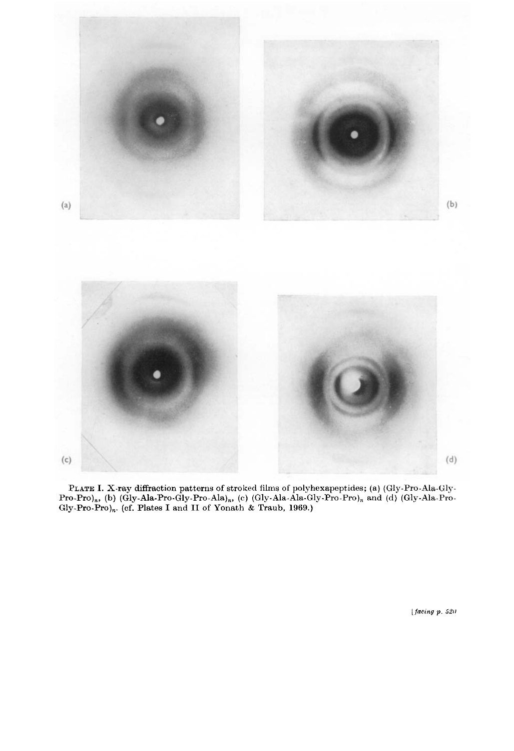(a)

(b)

(c)

(d)

PLATE I. X-ray diffraction patterns of stroked films of polyhexapeptides; (a) (Gly-Pro-Ala-Gly-Pro-Pro)$_n$, (b) (Gly-Ala-Pro-Gly-Pro-Ala)$_n$, (c) (Gly-Ala-Ala-Gly-Pro-Pro)$_n$ and (d) (Gly-Ala-Pro-Gly-Pro-Pro)$_n$. (cf. Plates I and II of Yonath & Traub, 1969.)

[*facing p. 520*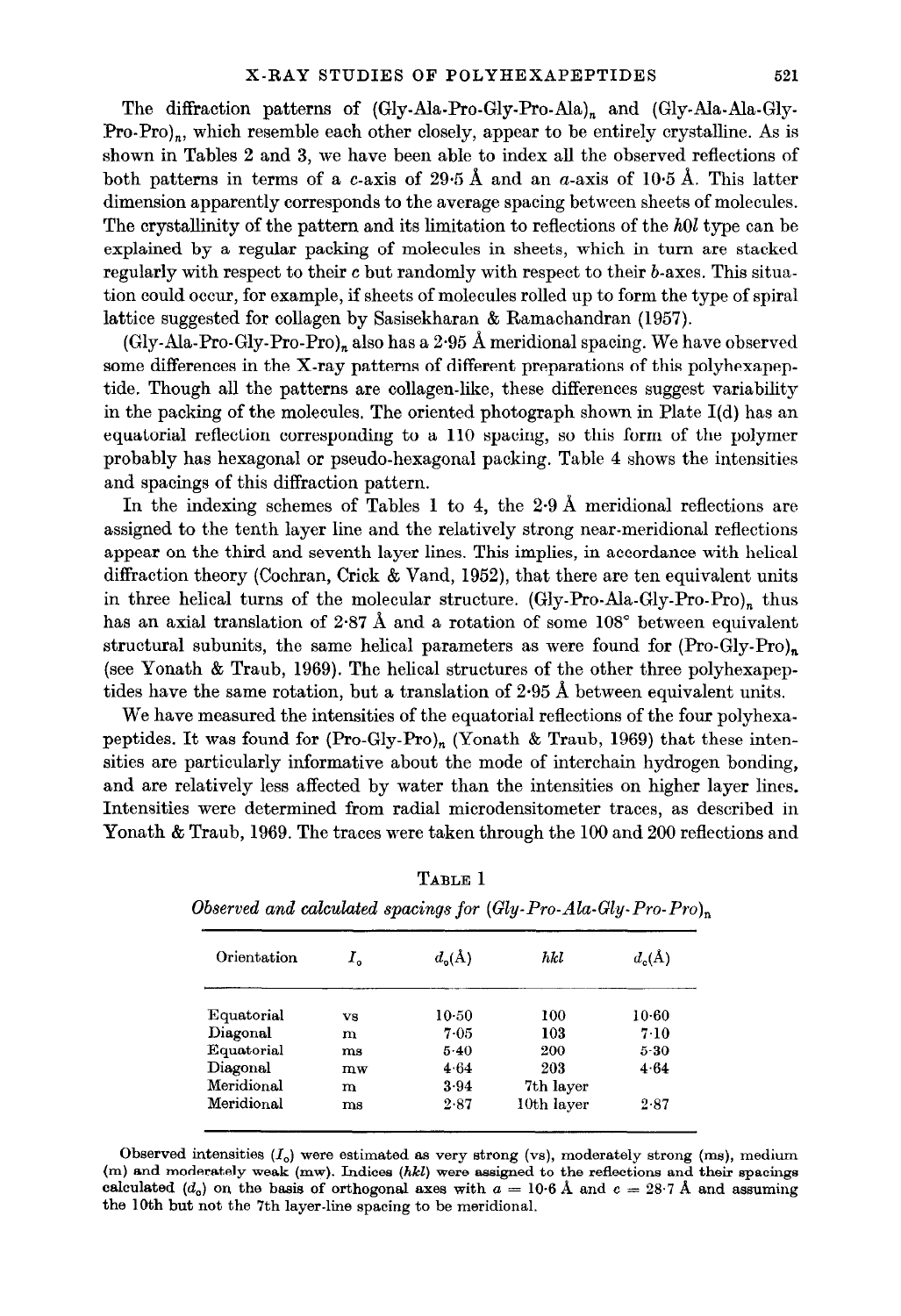The diffraction patterns of (Gly-Ala-Pro-Gly-Pro-Ala)$_n$ and (Gly-Ala-Ala-Gly-Pro-Pro)$_n$, which resemble each other closely, appear to be entirely crystalline. As is shown in Tables 2 and 3, we have been able to index all the observed reflections of both patterns in terms of a $c$-axis of 29·5 Å and an $a$-axis of 10·5 Å. This latter dimension apparently corresponds to the average spacing between sheets of molecules. The crystallinity of the pattern and its limitation to reflections of the $h0l$ type can be explained by a regular packing of molecules in sheets, which in turn are stacked regularly with respect to their $c$ but randomly with respect to their $b$-axes. This situation could occur, for example, if sheets of molecules rolled up to form the type of spiral lattice suggested for collagen by Sasisekharan & Ramachandran (1957).

(Gly-Ala-Pro-Gly-Pro-Pro)$_n$ also has a 2·95 Å meridional spacing. We have observed some differences in the X-ray patterns of different preparations of this polyhexapeptide. Though all the patterns are collagen-like, these differences suggest variability in the packing of the molecules. The oriented photograph shown in Plate I(d) has an equatorial reflection corresponding to a 110 spacing, so this form of the polymer probably has hexagonal or pseudo-hexagonal packing. Table 4 shows the intensities and spacings of this diffraction pattern.

In the indexing schemes of Tables 1 to 4, the 2·9 Å meridional reflections are assigned to the tenth layer line and the relatively strong near-meridional reflections appear on the third and seventh layer lines. This implies, in accordance with helical diffraction theory (Cochran, Crick & Vand, 1952), that there are ten equivalent units in three helical turns of the molecular structure. (Gly-Pro-Ala-Gly-Pro-Pro)$_n$ thus has an axial translation of 2·87 Å and a rotation of some 108° between equivalent structural subunits, the same helical parameters as were found for (Pro-Gly-Pro)$_n$ (see Yonath & Traub, 1969). The helical structures of the other three polyhexapeptides have the same rotation, but a translation of 2·95 Å between equivalent units.

We have measured the intensities of the equatorial reflections of the four polyhexapeptides. It was found for (Pro-Gly-Pro)$_n$ (Yonath & Traub, 1969) that these intensities are particularly informative about the mode of interchain hydrogen bonding, and are relatively less affected by water than the intensities on higher layer lines. Intensities were determined from radial microdensitometer traces, as described in Yonath & Traub, 1969. The traces were taken through the 100 and 200 reflections and

TABLE 1

*Observed and calculated spacings for (Gly-Pro-Ala-Gly-Pro-Pro)$_n$*

| Orientation | $I_o$ | $d_o$(Å) | $hkl$ | $d_c$(Å) |
|---|---|---|---|---|
| Equatorial | vs | 10·50 | 100 | 10·60 |
| Diagonal | m | 7·05 | 103 | 7·10 |
| Equatorial | ms | 5·40 | 200 | 5·30 |
| Diagonal | mw | 4·64 | 203 | 4·64 |
| Meridional | m | 3·94 | 7th layer | |
| Meridional | ms | 2·87 | 10th layer | 2·87 |

Observed intensities ($I_o$) were estimated as very strong (vs), moderately strong (ms), medium (m) and moderately weak (mw). Indices ($hkl$) were assigned to the reflections and their spacings calculated ($d_c$) on the basis of orthogonal axes with $a$ = 10·6 Å and $c$ = 28·7 Å and assuming the 10th but not the 7th layer-line spacing to be meridional.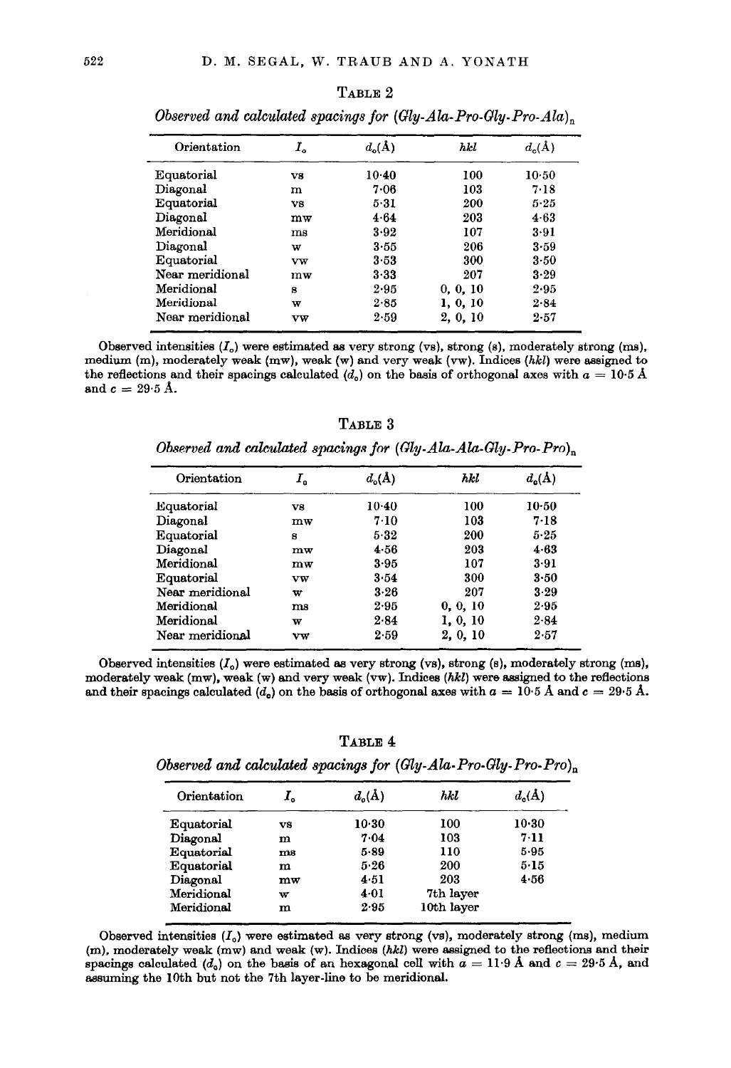### Table 2

*Observed and calculated spacings for (Gly-Ala-Pro-Gly-Pro-Ala)$_n$*

| Orientation | $I_o$ | $d_o$(Å) | *hkl* | $d_c$(Å) |
|---|---|---|---|---|
| Equatorial | vs | 10·40 | 100 | 10·50 |
| Diagonal | m | 7·06 | 103 | 7·18 |
| Equatorial | vs | 5·31 | 200 | 5·25 |
| Diagonal | mw | 4·64 | 203 | 4·63 |
| Meridional | ms | 3·92 | 107 | 3·91 |
| Diagonal | w | 3·55 | 206 | 3·59 |
| Equatorial | vw | 3·53 | 300 | 3·50 |
| Near meridional | mw | 3·33 | 207 | 3·29 |
| Meridional | s | 2·95 | 0, 0, 10 | 2·95 |
| Meridional | w | 2·85 | 1, 0, 10 | 2·84 |
| Near meridional | vw | 2·59 | 2, 0, 10 | 2·57 |

Observed intensities ($I_o$) were estimated as very strong (vs), strong (s), moderately strong (ms), medium (m), moderately weak (mw), weak (w) and very weak (vw). Indices (*hkl*) were assigned to the reflections and their spacings calculated ($d_c$) on the basis of orthogonal axes with $a = 10·5$ Å and $c = 29·5$ Å.

### Table 3

*Observed and calculated spacings for (Gly-Ala-Ala-Gly-Pro-Pro)$_n$*

| Orientation | $I_o$ | $d_o$(Å) | *hkl* | $d_c$(Å) |
|---|---|---|---|---|
| Equatorial | vs | 10·40 | 100 | 10·50 |
| Diagonal | mw | 7·10 | 103 | 7·18 |
| Equatorial | s | 5·32 | 200 | 5·25 |
| Diagonal | mw | 4·56 | 203 | 4·63 |
| Meridional | mw | 3·95 | 107 | 3·91 |
| Equatorial | vw | 3·54 | 300 | 3·50 |
| Near meridional | w | 3·26 | 207 | 3·29 |
| Meridional | ms | 2·95 | 0, 0, 10 | 2·95 |
| Meridional | w | 2·84 | 1, 0, 10 | 2·84 |
| Near meridional | vw | 2·59 | 2, 0, 10 | 2·57 |

Observed intensities ($I_o$) were estimated as very strong (vs), strong (s), moderately strong (ms), moderately weak (mw), weak (w) and very weak (vw). Indices (*hkl*) were assigned to the reflections and their spacings calculated ($d_c$) on the basis of orthogonal axes with $a = 10·5$ Å and $c = 29·5$ Å.

### Table 4

*Observed and calculated spacings for (Gly-Ala-Pro-Gly-Pro-Pro)$_n$*

| Orientation | $I_o$ | $d_o$(Å) | *hkl* | $d_c$(Å) |
|---|---|---|---|---|
| Equatorial | vs | 10·30 | 100 | 10·30 |
| Diagonal | m | 7·04 | 103 | 7·11 |
| Equatorial | ms | 5·89 | 110 | 5·95 |
| Equatorial | m | 5·26 | 200 | 5·15 |
| Diagonal | mw | 4·51 | 203 | 4·56 |
| Meridional | w | 4·01 | 7th layer | |
| Meridional | m | 2·95 | 10th layer | |

Observed intensities ($I_o$) were estimated as very strong (vs), moderately strong (ms), medium (m), moderately weak (mw) and weak (w). Indices (*hkl*) were assigned to the reflections and their spacings calculated ($d_c$) on the basis of an hexagonal cell with $a = 11·9$ Å and $c = 29·5$ Å, and assuming the 10th but not the 7th layer-line to be meridional.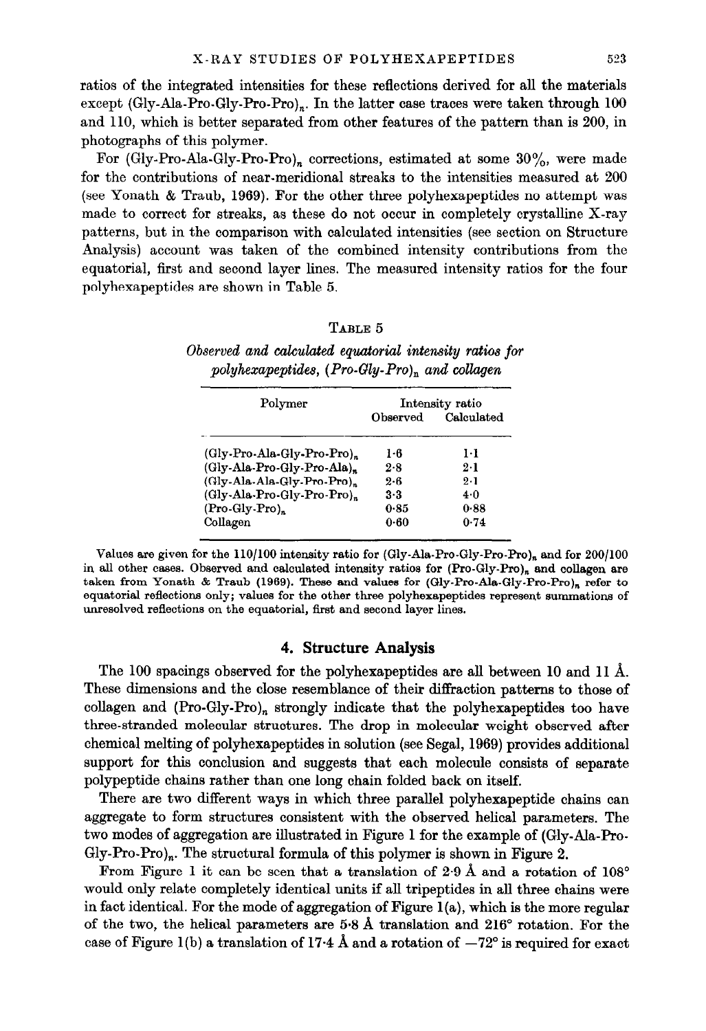ratios of the integrated intensities for these reflections derived for all the materials except (Gly-Ala-Pro-Gly-Pro-Pro)$_n$. In the latter case traces were taken through 100 and 110, which is better separated from other features of the pattern than is 200, in photographs of this polymer.

For (Gly-Pro-Ala-Gly-Pro-Pro)$_n$ corrections, estimated at some 30%, were made for the contributions of near-meridional streaks to the intensities measured at 200 (see Yonath & Traub, 1969). For the other three polyhexapeptides no attempt was made to correct for streaks, as these do not occur in completely crystalline X-ray patterns, but in the comparison with calculated intensities (see section on Structure Analysis) account was taken of the combined intensity contributions from the equatorial, first and second layer lines. The measured intensity ratios for the four polyhexapeptides are shown in Table 5.

TABLE 5

*Observed and calculated equatorial intensity ratios for polyhexapeptides, (Pro-Gly-Pro)$_n$ and collagen*

| Polymer | Intensity ratio | |
|---|---|---|
| | Observed | Calculated |
| (Gly-Pro-Ala-Gly-Pro-Pro)$_n$ | 1·6 | 1·1 |
| (Gly-Ala-Pro-Gly-Pro-Ala)$_n$ | 2·8 | 2·1 |
| (Gly-Ala-Ala-Gly-Pro-Pro)$_n$ | 2·6 | 2·1 |
| (Gly-Ala-Pro-Gly-Pro-Pro)$_n$ | 3·3 | 4·0 |
| (Pro-Gly-Pro)$_n$ | 0·85 | 0·88 |
| Collagen | 0·60 | 0·74 |

Values are given for the 110/100 intensity ratio for (Gly-Ala-Pro-Gly-Pro-Pro)$_n$ and for 200/100 in all other cases. Observed and calculated intensity ratios for (Pro-Gly-Pro)$_n$ and collagen are taken from Yonath & Traub (1969). These and values for (Gly-Pro-Ala-Gly-Pro-Pro)$_n$ refer to equatorial reflections only; values for the other three polyhexapeptides represent summations of unresolved reflections on the equatorial, first and second layer lines.

## 4. Structure Analysis

The 100 spacings observed for the polyhexapeptides are all between 10 and 11 Å. These dimensions and the close resemblance of their diffraction patterns to those of collagen and (Pro-Gly-Pro)$_n$ strongly indicate that the polyhexapeptides too have three-stranded molecular structures. The drop in molecular weight observed after chemical melting of polyhexapeptides in solution (see Segal, 1969) provides additional support for this conclusion and suggests that each molecule consists of separate polypeptide chains rather than one long chain folded back on itself.

There are two different ways in which three parallel polyhexapeptide chains can aggregate to form structures consistent with the observed helical parameters. The two modes of aggregation are illustrated in Figure 1 for the example of (Gly-Ala-Pro-Gly-Pro-Pro)$_n$. The structural formula of this polymer is shown in Figure 2.

From Figure 1 it can be seen that a translation of 2·9 Å and a rotation of 108° would only relate completely identical units if all tripeptides in all three chains were in fact identical. For the mode of aggregation of Figure 1(a), which is the more regular of the two, the helical parameters are 5·8 Å translation and 216° rotation. For the case of Figure 1(b) a translation of 17·4 Å and a rotation of −72° is required for exact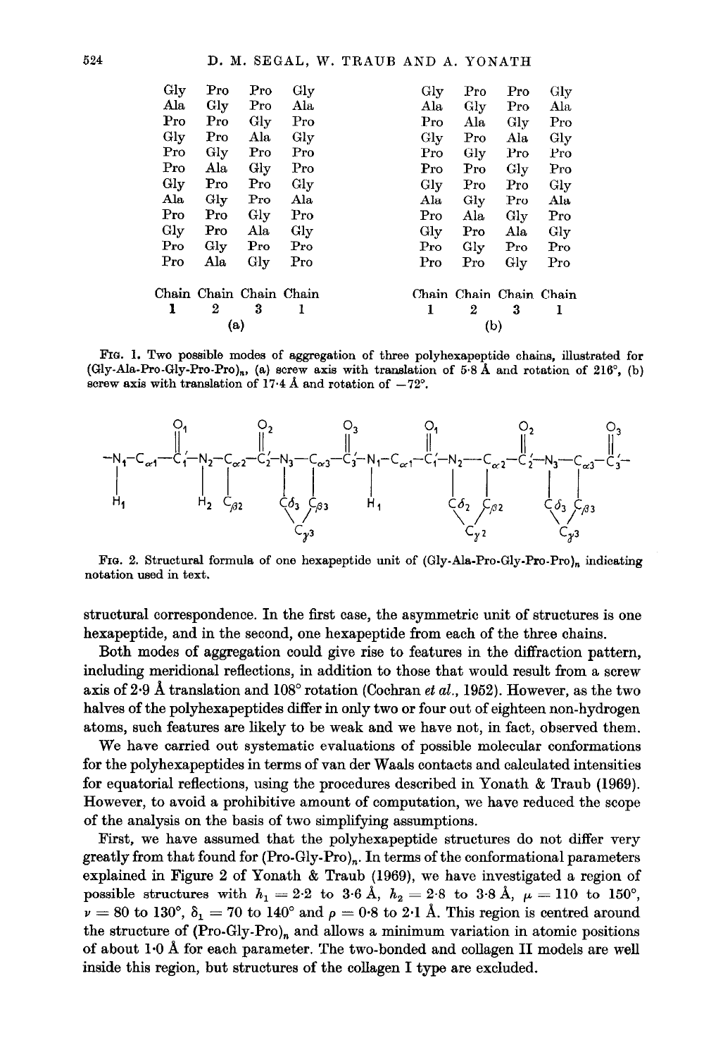| Chain 1 | Chain 2 | Chain 3 | Chain 1 | | Chain 1 | Chain 2 | Chain 3 | Chain 1 |
|---|---|---|---|---|---|---|---|---|
| Gly | Pro | Pro | Gly | | Gly | Pro | Pro | Gly |
| Ala | Gly | Pro | Ala | | Ala | Gly | Pro | Ala |
| Pro | Pro | Gly | Pro | | Pro | Ala | Gly | Pro |
| Gly | Pro | Ala | Gly | | Gly | Pro | Ala | Gly |
| Pro | Gly | Pro | Pro | | Pro | Gly | Pro | Pro |
| Pro | Ala | Gly | Pro | | Pro | Pro | Gly | Pro |
| Gly | Pro | Pro | Gly | | Gly | Pro | Pro | Gly |
| Ala | Gly | Pro | Ala | | Ala | Gly | Pro | Ala |
| Pro | Pro | Gly | Pro | | Pro | Ala | Gly | Pro |
| Gly | Pro | Ala | Gly | | Gly | Pro | Ala | Gly |
| Pro | Gly | Pro | Pro | | Pro | Gly | Pro | Pro |
| Pro | Ala | Gly | Pro | | Pro | Pro | Gly | Pro |
| | (a) | | | | | (b) | | |

FIG. 1. Two possible modes of aggregation of three polyhexapeptide chains, illustrated for (Gly-Ala-Pro-Gly-Pro-Pro)$_n$, (a) screw axis with translation of 5·8 Å and rotation of 216°, (b) screw axis with translation of 17·4 Å and rotation of −72°.

$$-N_1-C_{\alpha1}-C_1'(=O_1)-N_2(H_2)-C_{\alpha2}(C_{\beta2})-C_2'(=O_2)-N_3(C_{\delta3})-C_{\alpha3}(C_{\beta3})-C_3'(=O_3)-N_1(H_1)-C_{\alpha1}-C_1'(=O_1)-N_2(C_{\delta2})-C_{\alpha2}(C_{\beta2})-C_2'(=O_2)-N_3(C_{\delta3})-C_{\alpha3}(C_{\beta3})-C_3'(=O_3)-$$

(with $N_1$ bearing $H_1$; in the prolyl residues $C_\delta$ and $C_\beta$ are joined through $C_{\gamma2}$ / $C_{\gamma3}$)

FIG. 2. Structural formula of one hexapeptide unit of (Gly-Ala-Pro-Gly-Pro-Pro)$_n$ indicating notation used in text.

structural correspondence. In the first case, the asymmetric unit of structures is one hexapeptide, and in the second, one hexapeptide from each of the three chains.

Both modes of aggregation could give rise to features in the diffraction pattern, including meridional reflections, in addition to those that would result from a screw axis of 2·9 Å translation and 108° rotation (Cochran *et al.*, 1952). However, as the two halves of the polyhexapeptides differ in only two or four out of eighteen non-hydrogen atoms, such features are likely to be weak and we have not, in fact, observed them.

We have carried out systematic evaluations of possible molecular conformations for the polyhexapeptides in terms of van der Waals contacts and calculated intensities for equatorial reflections, using the procedures described in Yonath & Traub (1969). However, to avoid a prohibitive amount of computation, we have reduced the scope of the analysis on the basis of two simplifying assumptions.

First, we have assumed that the polyhexapeptide structures do not differ very greatly from that found for (Pro-Gly-Pro)$_n$. In terms of the conformational parameters explained in Figure 2 of Yonath & Traub (1969), we have investigated a region of possible structures with $h_1 = 2{\cdot}2$ to $3{\cdot}6$ Å, $h_2 = 2{\cdot}8$ to $3{\cdot}8$ Å, $\mu = 110$ to $150°$, $\nu = 80$ to $130°$, $\delta_1 = 70$ to $140°$ and $\rho = 0{\cdot}8$ to $2{\cdot}1$ Å. This region is centred around the structure of (Pro-Gly-Pro)$_n$ and allows a minimum variation in atomic positions of about 1·0 Å for each parameter. The two-bonded and collagen II models are well inside this region, but structures of the collagen I type are excluded.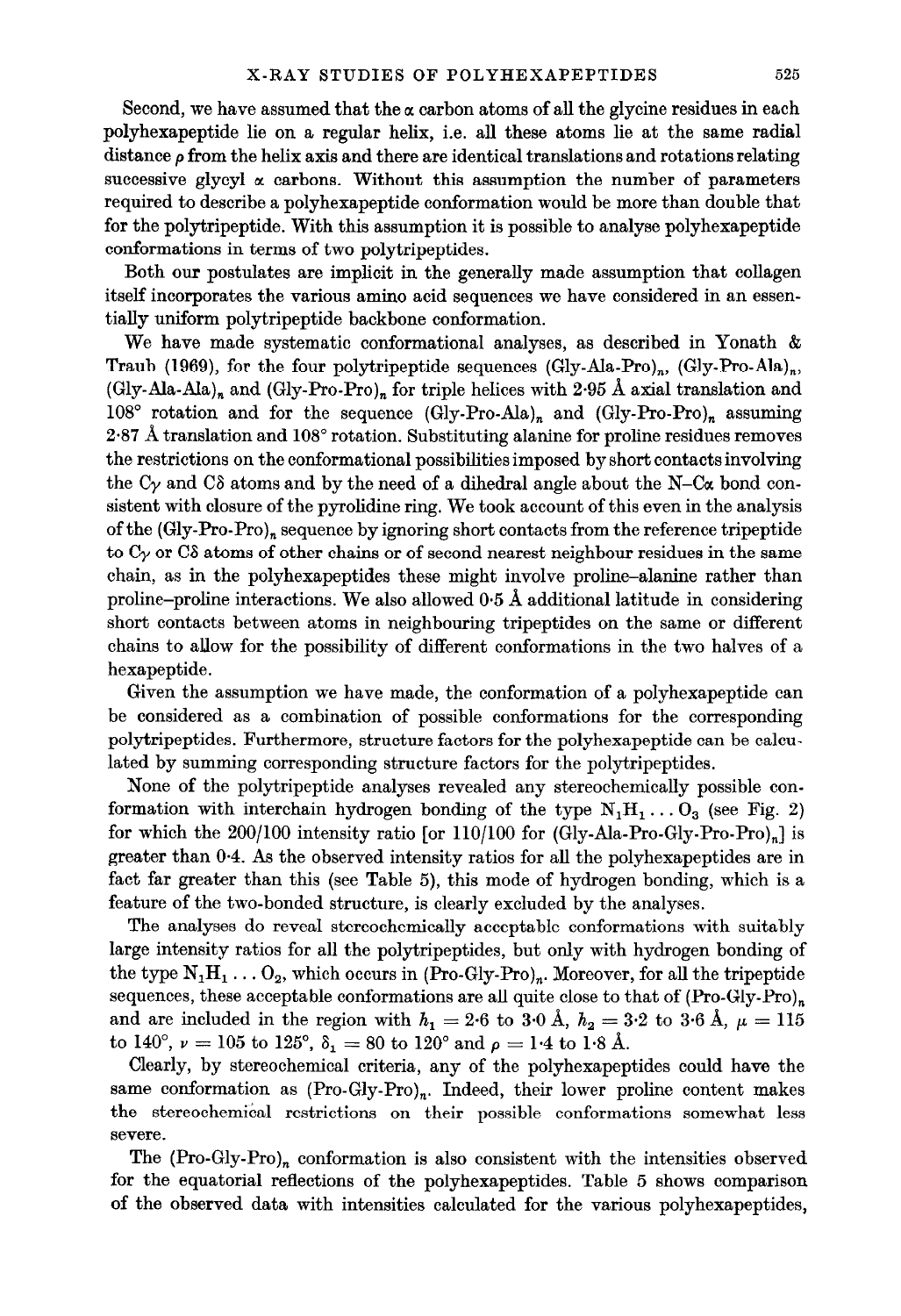Second, we have assumed that the $\alpha$ carbon atoms of all the glycine residues in each polyhexapeptide lie on a regular helix, i.e. all these atoms lie at the same radial distance $\rho$ from the helix axis and there are identical translations and rotations relating successive glycyl $\alpha$ carbons. Without this assumption the number of parameters required to describe a polyhexapeptide conformation would be more than double that for the polytripeptide. With this assumption it is possible to analyse polyhexapeptide conformations in terms of two polytripeptides.

Both our postulates are implicit in the generally made assumption that collagen itself incorporates the various amino acid sequences we have considered in an essentially uniform polytripeptide backbone conformation.

We have made systematic conformational analyses, as described in Yonath & Traub (1969), for the four polytripeptide sequences $(\text{Gly-Ala-Pro})_n$, $(\text{Gly-Pro-Ala})_n$, $(\text{Gly-Ala-Ala})_n$ and $(\text{Gly-Pro-Pro})_n$ for triple helices with 2·95 Å axial translation and 108° rotation and for the sequence $(\text{Gly-Pro-Ala})_n$ and $(\text{Gly-Pro-Pro})_n$ assuming 2·87 Å translation and 108° rotation. Substituting alanine for proline residues removes the restrictions on the conformational possibilities imposed by short contacts involving the C$\gamma$ and C$\delta$ atoms and by the need of a dihedral angle about the N–C$\alpha$ bond consistent with closure of the pyrolidine ring. We took account of this even in the analysis of the $(\text{Gly-Pro-Pro})_n$ sequence by ignoring short contacts from the reference tripeptide to C$\gamma$ or C$\delta$ atoms of other chains or of second nearest neighbour residues in the same chain, as in the polyhexapeptides these might involve proline–alanine rather than proline–proline interactions. We also allowed 0·5 Å additional latitude in considering short contacts between atoms in neighbouring tripeptides on the same or different chains to allow for the possibility of different conformations in the two halves of a hexapeptide.

Given the assumption we have made, the conformation of a polyhexapeptide can be considered as a combination of possible conformations for the corresponding polytripeptides. Furthermore, structure factors for the polyhexapeptide can be calculated by summing corresponding structure factors for the polytripeptides.

None of the polytripeptide analyses revealed any stereochemically possible conformation with interchain hydrogen bonding of the type $N_1H_1 \ldots O_3$ (see Fig. 2) for which the 200/100 intensity ratio [or 110/100 for $(\text{Gly-Ala-Pro-Gly-Pro-Pro})_n$] is greater than 0·4. As the observed intensity ratios for all the polyhexapeptides are in fact far greater than this (see Table 5), this mode of hydrogen bonding, which is a feature of the two-bonded structure, is clearly excluded by the analyses.

The analyses do reveal stereochemically acceptable conformations with suitably large intensity ratios for all the polytripeptides, but only with hydrogen bonding of the type $N_1H_1 \ldots O_2$, which occurs in $(\text{Pro-Gly-Pro})_n$. Moreover, for all the tripeptide sequences, these acceptable conformations are all quite close to that of $(\text{Pro-Gly-Pro})_n$ and are included in the region with $h_1 = 2{\cdot}6$ to $3{\cdot}0$ Å, $h_2 = 3{\cdot}2$ to $3{\cdot}6$ Å, $\mu = 115$ to 140°, $\nu = 105$ to 125°, $\delta_1 = 80$ to 120° and $\rho = 1{\cdot}4$ to $1{\cdot}8$ Å.

Clearly, by stereochemical criteria, any of the polyhexapeptides could have the same conformation as $(\text{Pro-Gly-Pro})_n$. Indeed, their lower proline content makes the stereochemical restrictions on their possible conformations somewhat less severe.

The $(\text{Pro-Gly-Pro})_n$ conformation is also consistent with the intensities observed for the equatorial reflections of the polyhexapeptides. Table 5 shows comparison of the observed data with intensities calculated for the various polyhexapeptides,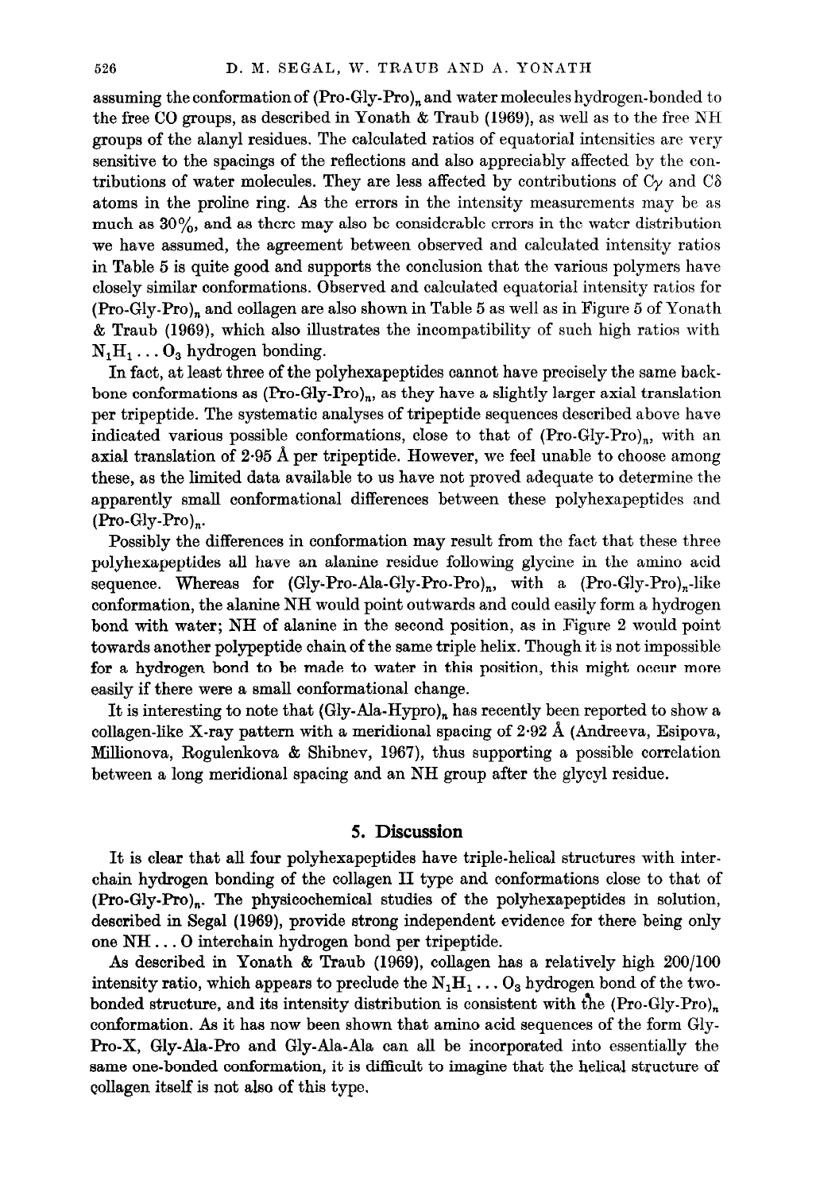assuming the conformation of $(\text{Pro-Gly-Pro})_n$ and water molecules hydrogen-bonded to the free CO groups, as described in Yonath & Traub (1969), as well as to the free NH groups of the alanyl residues. The calculated ratios of equatorial intensities are very sensitive to the spacings of the reflections and also appreciably affected by the contributions of water molecules. They are less affected by contributions of $C\gamma$ and $C\delta$ atoms in the proline ring. As the errors in the intensity measurements may be as much as 30%, and as there may also be considerable errors in the water distribution we have assumed, the agreement between observed and calculated intensity ratios in Table 5 is quite good and supports the conclusion that the various polymers have closely similar conformations. Observed and calculated equatorial intensity ratios for $(\text{Pro-Gly-Pro})_n$ and collagen are also shown in Table 5 as well as in Figure 5 of Yonath & Traub (1969), which also illustrates the incompatibility of such high ratios with $N_1H_1 \ldots O_3$ hydrogen bonding.

In fact, at least three of the polyhexapeptides cannot have precisely the same backbone conformations as $(\text{Pro-Gly-Pro})_n$, as they have a slightly larger axial translation per tripeptide. The systematic analyses of tripeptide sequences described above have indicated various possible conformations, close to that of $(\text{Pro-Gly-Pro})_n$, with an axial translation of 2·95 Å per tripeptide. However, we feel unable to choose among these, as the limited data available to us have not proved adequate to determine the apparently small conformational differences between these polyhexapeptides and $(\text{Pro-Gly-Pro})_n$.

Possibly the differences in conformation may result from the fact that these three polyhexapeptides all have an alanine residue following glycine in the amino acid sequence. Whereas for $(\text{Gly-Pro-Ala-Gly-Pro-Pro})_n$, with a $(\text{Pro-Gly-Pro})_n$-like conformation, the alanine NH would point outwards and could easily form a hydrogen bond with water; NH of alanine in the second position, as in Figure 2 would point towards another polypeptide chain of the same triple helix. Though it is not impossible for a hydrogen bond to be made to water in this position, this might occur more easily if there were a small conformational change.

It is interesting to note that $(\text{Gly-Ala-Hypro})_n$ has recently been reported to show a collagen-like X-ray pattern with a meridional spacing of 2·92 Å (Andreeva, Esipova, Millionova, Rogulenkova & Shibnev, 1967), thus supporting a possible correlation between a long meridional spacing and an NH group after the glycyl residue.

## 5. Discussion

It is clear that all four polyhexapeptides have triple-helical structures with interchain hydrogen bonding of the collagen II type and conformations close to that of $(\text{Pro-Gly-Pro})_n$. The physicochemical studies of the polyhexapeptides in solution, described in Segal (1969), provide strong independent evidence for there being only one NH ... O interchain hydrogen bond per tripeptide.

As described in Yonath & Traub (1969), collagen has a relatively high 200/100 intensity ratio, which appears to preclude the $N_1H_1 \ldots O_3$ hydrogen bond of the two-bonded structure, and its intensity distribution is consistent with the $(\text{Pro-Gly-Pro})_n$ conformation. As it has now been shown that amino acid sequences of the form Gly-Pro-X, Gly-Ala-Pro and Gly-Ala-Ala can all be incorporated into essentially the same one-bonded conformation, it is difficult to imagine that the helical structure of collagen itself is not also of this type.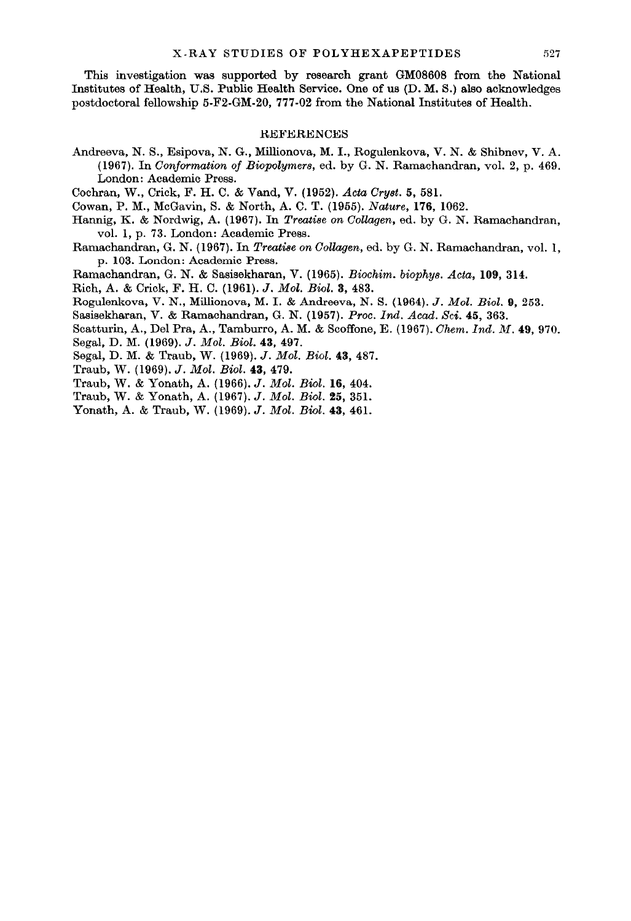This investigation was supported by research grant GM08608 from the National Institutes of Health, U.S. Public Health Service. One of us (D. M. S.) also acknowledges postdoctoral fellowship 5-F2-GM-20, 777-02 from the National Institutes of Health.

## REFERENCES

Andreeva, N. S., Esipova, N. G., Millionova, M. I., Rogulenkova, V. N. & Shibnev, V. A. (1967). In *Conformation of Biopolymers*, ed. by G. N. Ramachandran, vol. 2, p. 469. London: Academic Press.

Cochran, W., Crick, F. H. C. & Vand, V. (1952). *Acta Cryst.* **5**, 581.

Cowan, P. M., McGavin, S. & North, A. C. T. (1955). *Nature*, **176**, 1062.

Hannig, K. & Nordwig, A. (1967). In *Treatise on Collagen*, ed. by G. N. Ramachandran, vol. 1, p. 73. London: Academic Press.

Ramachandran, G. N. (1967). In *Treatise on Collagen*, ed. by G. N. Ramachandran, vol. 1, p. 103. London: Academic Press.

Ramachandran, G. N. & Sasisekharan, V. (1965). *Biochim. biophys. Acta*, **109**, 314.

Rich, A. & Crick, F. H. C. (1961). *J. Mol. Biol.* **3**, 483.

Rogulenkova, V. N., Millionova, M. I. & Andreeva, N. S. (1964). *J. Mol. Biol.* **9**, 253.

Sasisekharan, V. & Ramachandran, G. N. (1957). *Proc. Ind. Acad. Sci.* **45**, 363.

Scatturin, A., Del Pra, A., Tamburro, A. M. & Scoffone, E. (1967). *Chem. Ind. M.* **49**, 970.

Segal, D. M. (1969). *J. Mol. Biol.* **43**, 497.

Segal, D. M. & Traub, W. (1969). *J. Mol. Biol.* **43**, 487.

Traub, W. (1969). *J. Mol. Biol.* **43**, 479.

Traub, W. & Yonath, A. (1966). *J. Mol. Biol.* **16**, 404.

Traub, W. & Yonath, A. (1967). *J. Mol. Biol.* **25**, 351.

Yonath, A. & Traub, W. (1969). *J. Mol. Biol.* **43**, 461.